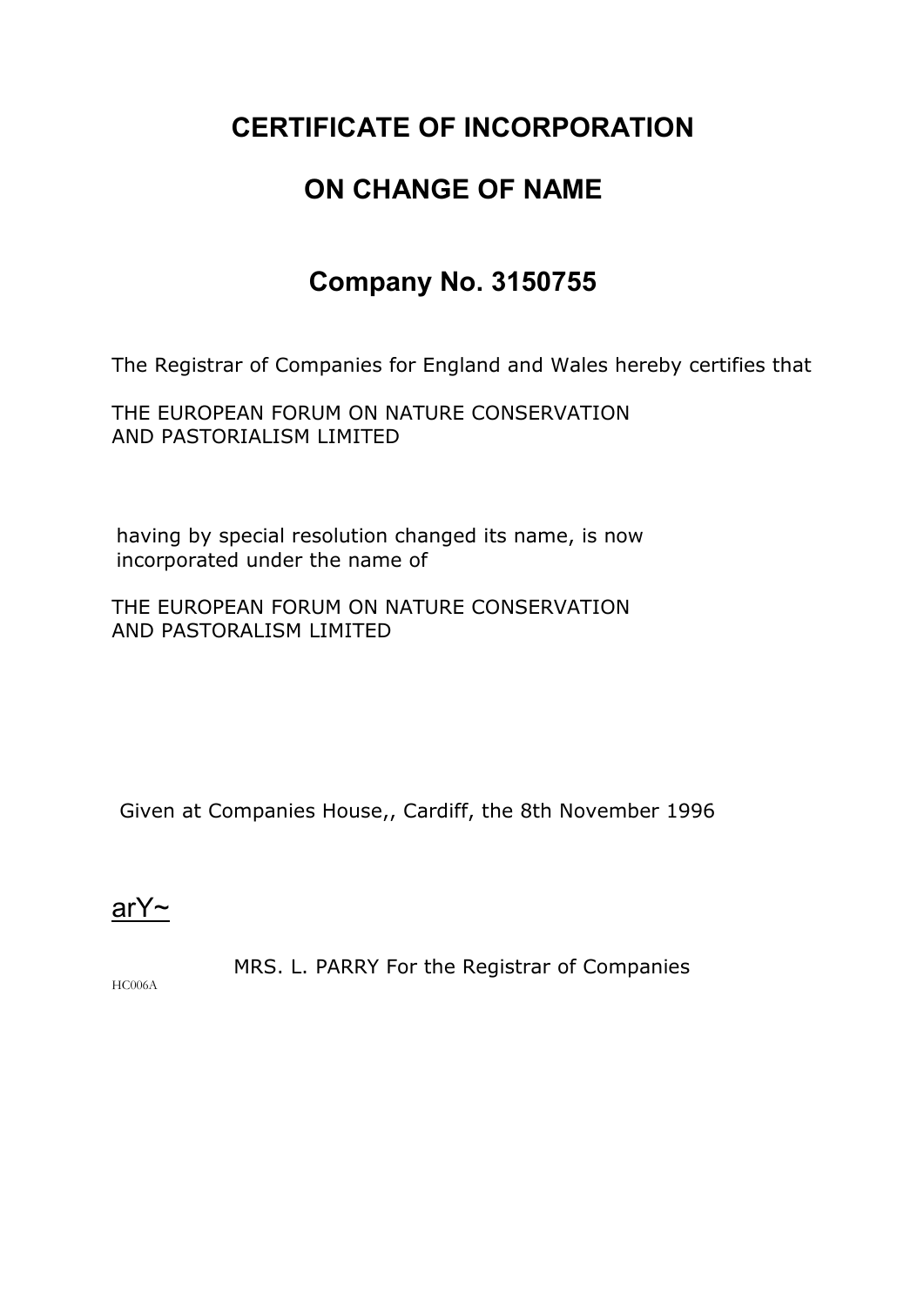# CERTIFICATE OF INCORPORATION

# ON CHANGE OF NAME

## Company No. 3150755

The Registrar of Companies for England and Wales hereby certifies that

THE EUROPEAN FORUM ON NATURE CONSERVATION
AND PASTORIALISM LIMITED

having by special resolution changed its name, is now incorporated under the name of

THE EUROPEAN FORUM ON NATURE CONSERVATION
AND PASTORALISM LIMITED

Given at Companies House,, Cardiff, the 8th November 1996

arY~

MRS. L. PARRY For the Registrar of Companies

HC006A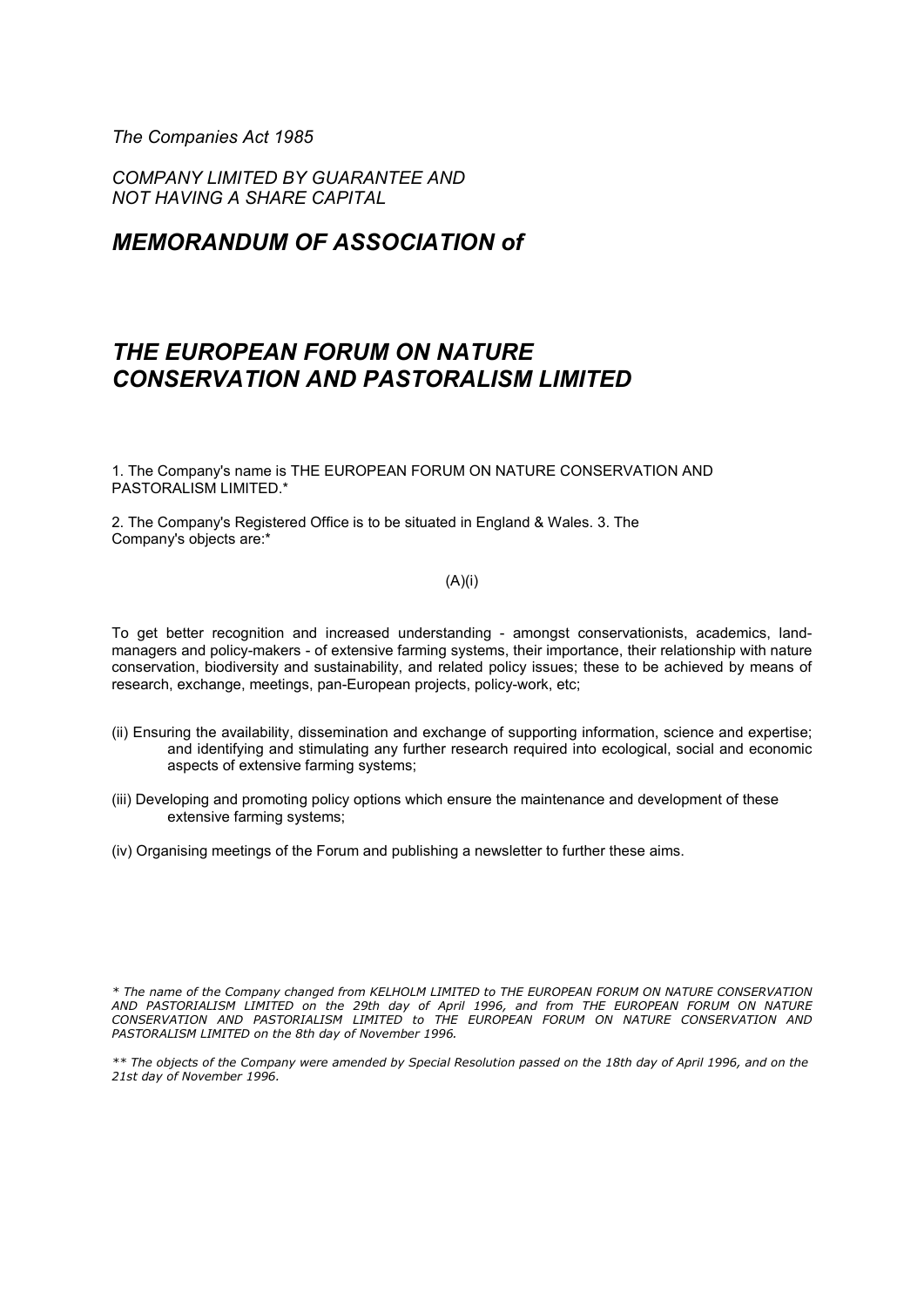*The Companies Act 1985*

*COMPANY LIMITED BY GUARANTEE AND NOT HAVING A SHARE CAPITAL*

## *MEMORANDUM OF ASSOCIATION of*

## *THE EUROPEAN FORUM ON NATURE CONSERVATION AND PASTORALISM LIMITED*

1. The Company's name is THE EUROPEAN FORUM ON NATURE CONSERVATION AND PASTORALISM LIMITED.*

2. The Company's Registered Office is to be situated in England & Wales. 3. The Company's objects are:*

(A)(i)

To get better recognition and increased understanding - amongst conservationists, academics, land-managers and policy-makers - of extensive farming systems, their importance, their relationship with nature conservation, biodiversity and sustainability, and related policy issues; these to be achieved by means of research, exchange, meetings, pan-European projects, policy-work, etc;

(ii) Ensuring the availability, dissemination and exchange of supporting information, science and expertise; and identifying and stimulating any further research required into ecological, social and economic aspects of extensive farming systems;

(iii) Developing and promoting policy options which ensure the maintenance and development of these extensive farming systems;

(iv) Organising meetings of the Forum and publishing a newsletter to further these aims.

*\* The name of the Company changed from KELHOLM LIMITED to THE EUROPEAN FORUM ON NATURE CONSERVATION AND PASTORIALISM LIMITED on the 29th day of April 1996, and from THE EUROPEAN FORUM ON NATURE CONSERVATION AND PASTORIALISM LIMITED to THE EUROPEAN FORUM ON NATURE CONSERVATION AND PASTORALISM LIMITED on the 8th day of November 1996.*

*\*\* The objects of the Company were amended by Special Resolution passed on the 18th day of April 1996, and on the 21st day of November 1996.*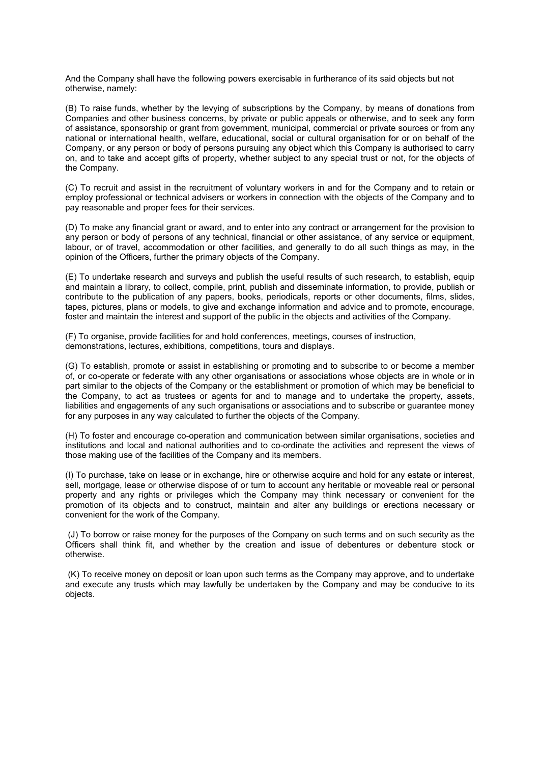And the Company shall have the following powers exercisable in furtherance of its said objects but not otherwise, namely:

(B) To raise funds, whether by the levying of subscriptions by the Company, by means of donations from Companies and other business concerns, by private or public appeals or otherwise, and to seek any form of assistance, sponsorship or grant from government, municipal, commercial or private sources or from any national or international health, welfare, educational, social or cultural organisation for or on behalf of the Company, or any person or body of persons pursuing any object which this Company is authorised to carry on, and to take and accept gifts of property, whether subject to any special trust or not, for the objects of the Company.

(C) To recruit and assist in the recruitment of voluntary workers in and for the Company and to retain or employ professional or technical advisers or workers in connection with the objects of the Company and to pay reasonable and proper fees for their services.

(D) To make any financial grant or award, and to enter into any contract or arrangement for the provision to any person or body of persons of any technical, financial or other assistance, of any service or equipment, labour, or of travel, accommodation or other facilities, and generally to do all such things as may, in the opinion of the Officers, further the primary objects of the Company.

(E) To undertake research and surveys and publish the useful results of such research, to establish, equip and maintain a library, to collect, compile, print, publish and disseminate information, to provide, publish or contribute to the publication of any papers, books, periodicals, reports or other documents, films, slides, tapes, pictures, plans or models, to give and exchange information and advice and to promote, encourage, foster and maintain the interest and support of the public in the objects and activities of the Company.

(F) To organise, provide facilities for and hold conferences, meetings, courses of instruction, demonstrations, lectures, exhibitions, competitions, tours and displays.

(G) To establish, promote or assist in establishing or promoting and to subscribe to or become a member of, or co-operate or federate with any other organisations or associations whose objects are in whole or in part similar to the objects of the Company or the establishment or promotion of which may be beneficial to the Company, to act as trustees or agents for and to manage and to undertake the property, assets, liabilities and engagements of any such organisations or associations and to subscribe or guarantee money for any purposes in any way calculated to further the objects of the Company.

(H) To foster and encourage co-operation and communication between similar organisations, societies and institutions and local and national authorities and to co-ordinate the activities and represent the views of those making use of the facilities of the Company and its members.

(I) To purchase, take on lease or in exchange, hire or otherwise acquire and hold for any estate or interest, sell, mortgage, lease or otherwise dispose of or turn to account any heritable or moveable real or personal property and any rights or privileges which the Company may think necessary or convenient for the promotion of its objects and to construct, maintain and alter any buildings or erections necessary or convenient for the work of the Company.

(J) To borrow or raise money for the purposes of the Company on such terms and on such security as the Officers shall think fit, and whether by the creation and issue of debentures or debenture stock or otherwise.

(K) To receive money on deposit or loan upon such terms as the Company may approve, and to undertake and execute any trusts which may lawfully be undertaken by the Company and may be conducive to its objects.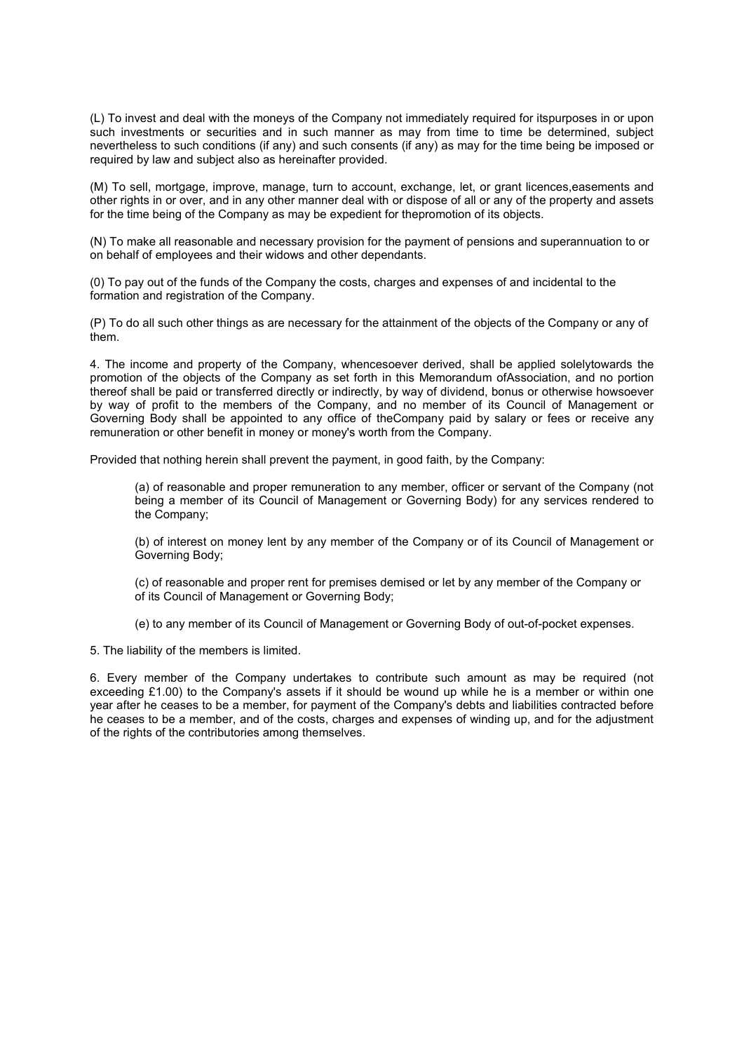(L) To invest and deal with the moneys of the Company not immediately required for itspurposes in or upon such investments or securities and in such manner as may from time to time be determined, subject nevertheless to such conditions (if any) and such consents (if any) as may for the time being be imposed or required by law and subject also as hereinafter provided.

(M) To sell, mortgage, improve, manage, turn to account, exchange, let, or grant licences,easements and other rights in or over, and in any other manner deal with or dispose of all or any of the property and assets for the time being of the Company as may be expedient for thepromotion of its objects.

(N) To make all reasonable and necessary provision for the payment of pensions and superannuation to or on behalf of employees and their widows and other dependants.

(0) To pay out of the funds of the Company the costs, charges and expenses of and incidental to the formation and registration of the Company.

(P) To do all such other things as are necessary for the attainment of the objects of the Company or any of them.

4. The income and property of the Company, whencesoever derived, shall be applied solelytowards the promotion of the objects of the Company as set forth in this Memorandum ofAssociation, and no portion thereof shall be paid or transferred directly or indirectly, by way of dividend, bonus or otherwise howsoever by way of profit to the members of the Company, and no member of its Council of Management or Governing Body shall be appointed to any office of theCompany paid by salary or fees or receive any remuneration or other benefit in money or money's worth from the Company.

Provided that nothing herein shall prevent the payment, in good faith, by the Company:

(a) of reasonable and proper remuneration to any member, officer or servant of the Company (not being a member of its Council of Management or Governing Body) for any services rendered to the Company;

(b) of interest on money lent by any member of the Company or of its Council of Management or Governing Body;

(c) of reasonable and proper rent for premises demised or let by any member of the Company or of its Council of Management or Governing Body;

(e) to any member of its Council of Management or Governing Body of out-of-pocket expenses.

5. The liability of the members is limited.

6. Every member of the Company undertakes to contribute such amount as may be required (not exceeding £1.00) to the Company's assets if it should be wound up while he is a member or within one year after he ceases to be a member, for payment of the Company's debts and liabilities contracted before he ceases to be a member, and of the costs, charges and expenses of winding up, and for the adjustment of the rights of the contributories among themselves.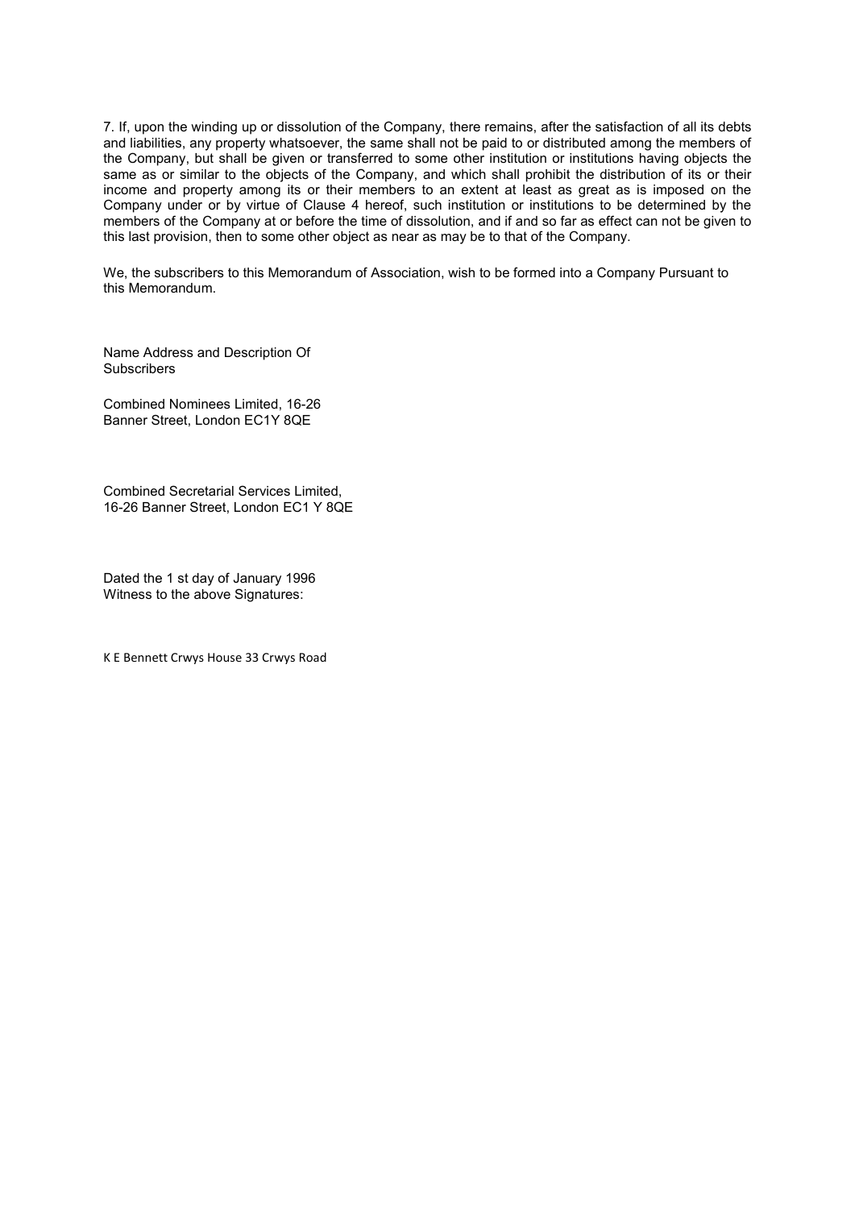7. If, upon the winding up or dissolution of the Company, there remains, after the satisfaction of all its debts and liabilities, any property whatsoever, the same shall not be paid to or distributed among the members of the Company, but shall be given or transferred to some other institution or institutions having objects the same as or similar to the objects of the Company, and which shall prohibit the distribution of its or their income and property among its or their members to an extent at least as great as is imposed on the Company under or by virtue of Clause 4 hereof, such institution or institutions to be determined by the members of the Company at or before the time of dissolution, and if and so far as effect can not be given to this last provision, then to some other object as near as may be to that of the Company.

We, the subscribers to this Memorandum of Association, wish to be formed into a Company Pursuant to this Memorandum.

Name Address and Description Of Subscribers

Combined Nominees Limited, 16-26 Banner Street, London EC1Y 8QE

Combined Secretarial Services Limited, 16-26 Banner Street, London EC1 Y 8QE

Dated the 1 st day of January 1996
Witness to the above Signatures:

K E Bennett Crwys House 33 Crwys Road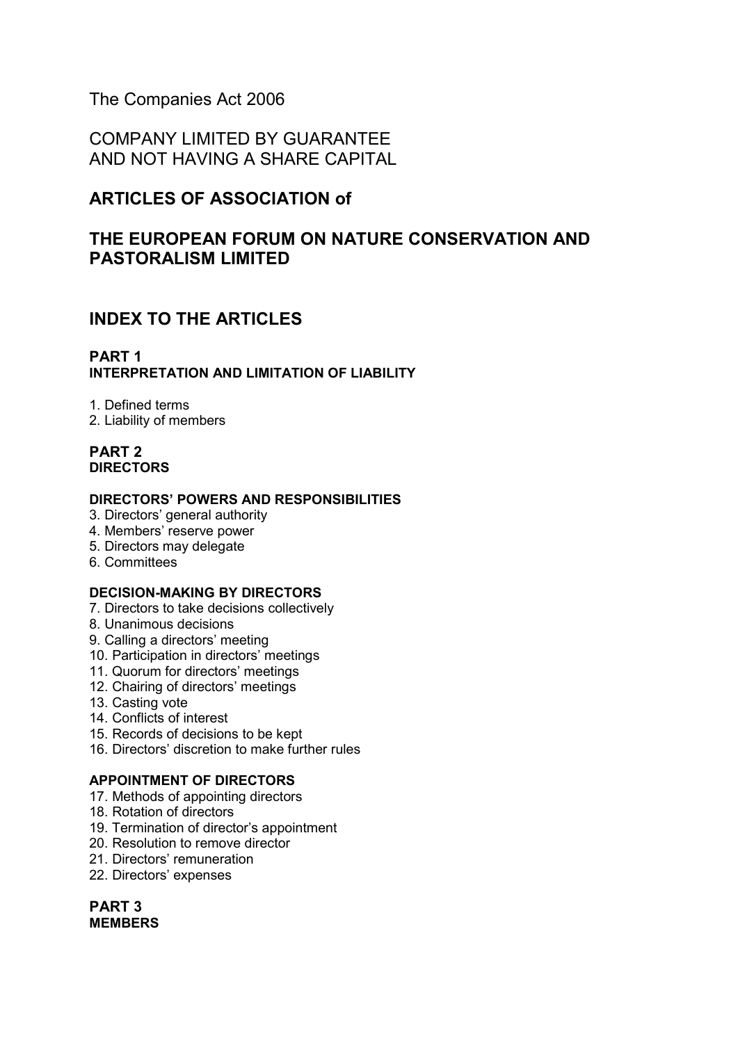The Companies Act 2006

COMPANY LIMITED BY GUARANTEE
AND NOT HAVING A SHARE CAPITAL

# ARTICLES OF ASSOCIATION of

# THE EUROPEAN FORUM ON NATURE CONSERVATION AND PASTORALISM LIMITED

## INDEX TO THE ARTICLES

### PART 1
**INTERPRETATION AND LIMITATION OF LIABILITY**

1. Defined terms
2. Liability of members

### PART 2
**DIRECTORS**

**DIRECTORS' POWERS AND RESPONSIBILITIES**

3. Directors' general authority
4. Members' reserve power
5. Directors may delegate
6. Committees

**DECISION-MAKING BY DIRECTORS**

7. Directors to take decisions collectively
8. Unanimous decisions
9. Calling a directors' meeting
10. Participation in directors' meetings
11. Quorum for directors' meetings
12. Chairing of directors' meetings
13. Casting vote
14. Conflicts of interest
15. Records of decisions to be kept
16. Directors' discretion to make further rules

**APPOINTMENT OF DIRECTORS**

17. Methods of appointing directors
18. Rotation of directors
19. Termination of director's appointment
20. Resolution to remove director
21. Directors' remuneration
22. Directors' expenses

### PART 3
**MEMBERS**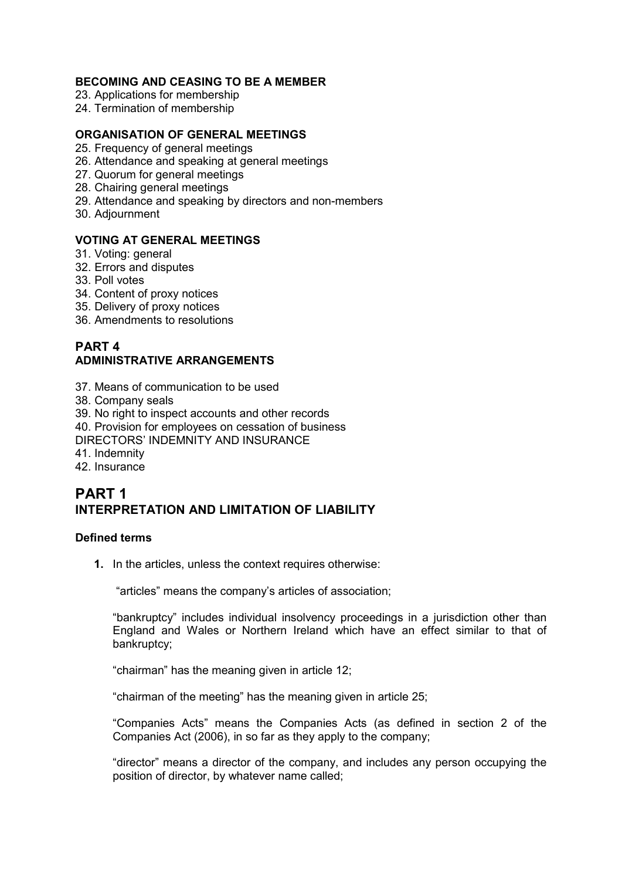**BECOMING AND CEASING TO BE A MEMBER**

23. Applications for membership
24. Termination of membership

**ORGANISATION OF GENERAL MEETINGS**

25. Frequency of general meetings
26. Attendance and speaking at general meetings
27. Quorum for general meetings
28. Chairing general meetings
29. Attendance and speaking by directors and non-members
30. Adjournment

**VOTING AT GENERAL MEETINGS**

31. Voting: general
32. Errors and disputes
33. Poll votes
34. Content of proxy notices
35. Delivery of proxy notices
36. Amendments to resolutions

**PART 4**
**ADMINISTRATIVE ARRANGEMENTS**

37. Means of communication to be used
38. Company seals
39. No right to inspect accounts and other records
40. Provision for employees on cessation of business

DIRECTORS' INDEMNITY AND INSURANCE

41. Indemnity
42. Insurance

# PART 1
# INTERPRETATION AND LIMITATION OF LIABILITY

### Defined terms

**1.** In the articles, unless the context requires otherwise:

"articles" means the company's articles of association;

"bankruptcy" includes individual insolvency proceedings in a jurisdiction other than England and Wales or Northern Ireland which have an effect similar to that of bankruptcy;

"chairman" has the meaning given in article 12;

"chairman of the meeting" has the meaning given in article 25;

"Companies Acts" means the Companies Acts (as defined in section 2 of the Companies Act (2006), in so far as they apply to the company;

"director" means a director of the company, and includes any person occupying the position of director, by whatever name called;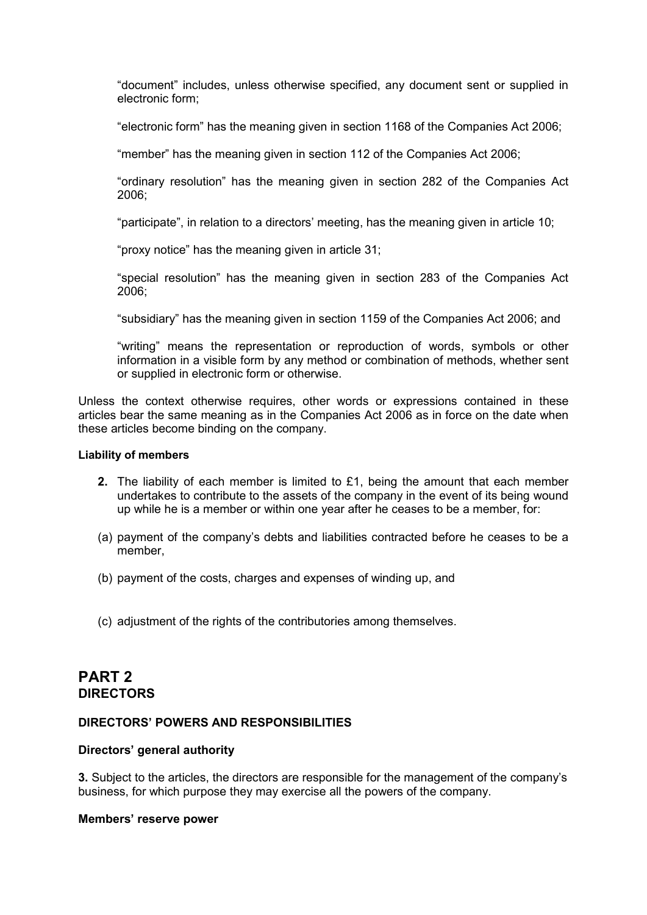“document” includes, unless otherwise specified, any document sent or supplied in electronic form;

“electronic form” has the meaning given in section 1168 of the Companies Act 2006;

“member” has the meaning given in section 112 of the Companies Act 2006;

“ordinary resolution” has the meaning given in section 282 of the Companies Act 2006;

“participate”, in relation to a directors’ meeting, has the meaning given in article 10;

“proxy notice” has the meaning given in article 31;

“special resolution” has the meaning given in section 283 of the Companies Act 2006;

“subsidiary” has the meaning given in section 1159 of the Companies Act 2006; and

“writing” means the representation or reproduction of words, symbols or other information in a visible form by any method or combination of methods, whether sent or supplied in electronic form or otherwise.

Unless the context otherwise requires, other words or expressions contained in these articles bear the same meaning as in the Companies Act 2006 as in force on the date when these articles become binding on the company.

**Liability of members**

**2.** The liability of each member is limited to £1, being the amount that each member undertakes to contribute to the assets of the company in the event of its being wound up while he is a member or within one year after he ceases to be a member, for:

(a) payment of the company’s debts and liabilities contracted before he ceases to be a member,

(b) payment of the costs, charges and expenses of winding up, and

(c) adjustment of the rights of the contributories among themselves.

## PART 2
## DIRECTORS

### DIRECTORS’ POWERS AND RESPONSIBILITIES

**Directors’ general authority**

**3.** Subject to the articles, the directors are responsible for the management of the company’s business, for which purpose they may exercise all the powers of the company.

**Members’ reserve power**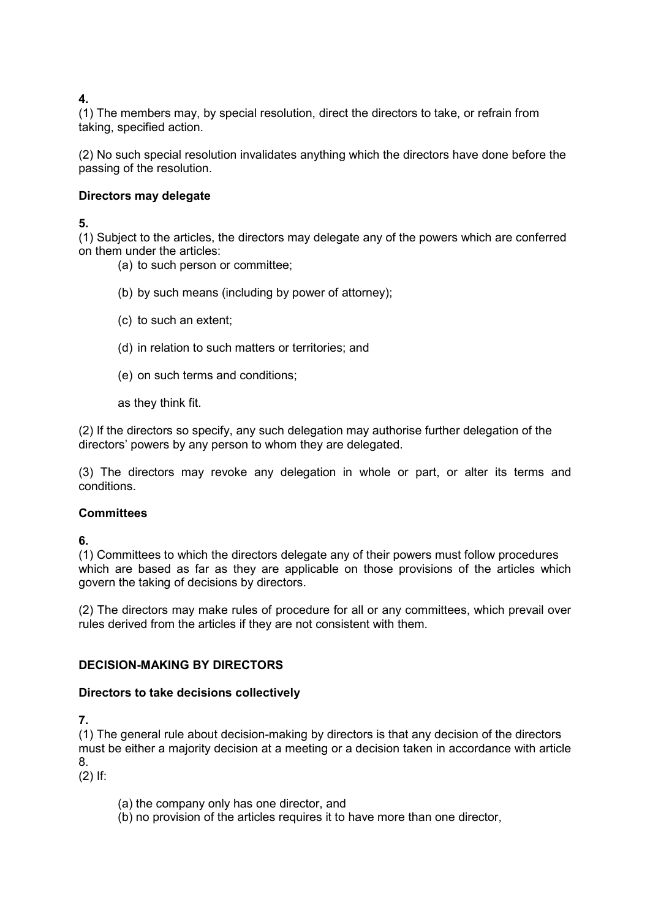**4.**

(1) The members may, by special resolution, direct the directors to take, or refrain from taking, specified action.

(2) No such special resolution invalidates anything which the directors have done before the passing of the resolution.

**Directors may delegate**

**5.**

(1) Subject to the articles, the directors may delegate any of the powers which are conferred on them under the articles:

(a) to such person or committee;

(b) by such means (including by power of attorney);

(c) to such an extent;

(d) in relation to such matters or territories; and

(e) on such terms and conditions;

as they think fit.

(2) If the directors so specify, any such delegation may authorise further delegation of the directors' powers by any person to whom they are delegated.

(3) The directors may revoke any delegation in whole or part, or alter its terms and conditions.

**Committees**

**6.**

(1) Committees to which the directors delegate any of their powers must follow procedures which are based as far as they are applicable on those provisions of the articles which govern the taking of decisions by directors.

(2) The directors may make rules of procedure for all or any committees, which prevail over rules derived from the articles if they are not consistent with them.

**DECISION-MAKING BY DIRECTORS**

**Directors to take decisions collectively**

**7.**

(1) The general rule about decision-making by directors is that any decision of the directors must be either a majority decision at a meeting or a decision taken in accordance with article 8.

(2) If:

(a) the company only has one director, and

(b) no provision of the articles requires it to have more than one director,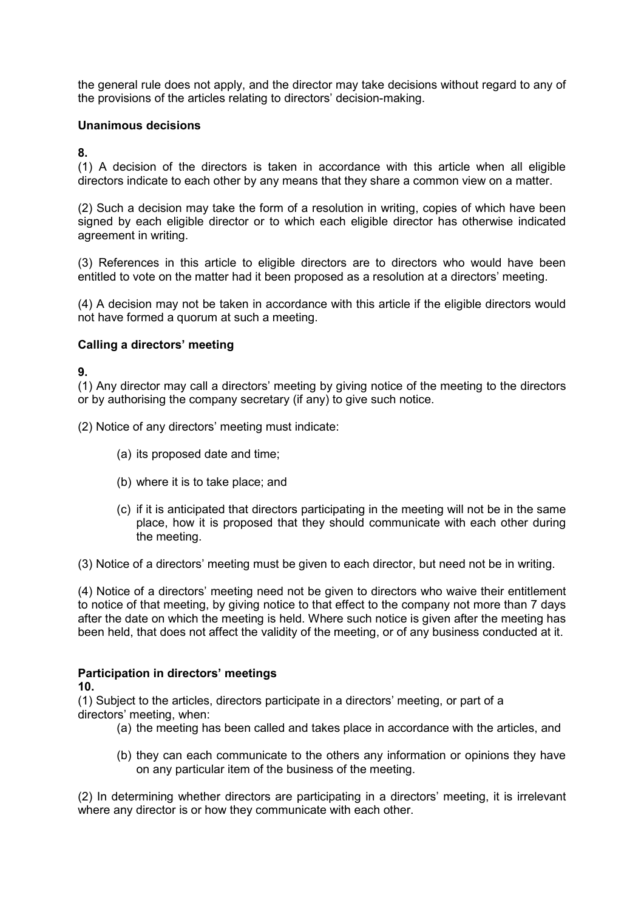the general rule does not apply, and the director may take decisions without regard to any of the provisions of the articles relating to directors' decision-making.

**Unanimous decisions**

**8.**

(1) A decision of the directors is taken in accordance with this article when all eligible directors indicate to each other by any means that they share a common view on a matter.

(2) Such a decision may take the form of a resolution in writing, copies of which have been signed by each eligible director or to which each eligible director has otherwise indicated agreement in writing.

(3) References in this article to eligible directors are to directors who would have been entitled to vote on the matter had it been proposed as a resolution at a directors' meeting.

(4) A decision may not be taken in accordance with this article if the eligible directors would not have formed a quorum at such a meeting.

**Calling a directors' meeting**

**9.**

(1) Any director may call a directors' meeting by giving notice of the meeting to the directors or by authorising the company secretary (if any) to give such notice.

(2) Notice of any directors' meeting must indicate:

- (a) its proposed date and time;
- (b) where it is to take place; and
- (c) if it is anticipated that directors participating in the meeting will not be in the same place, how it is proposed that they should communicate with each other during the meeting.

(3) Notice of a directors' meeting must be given to each director, but need not be in writing.

(4) Notice of a directors' meeting need not be given to directors who waive their entitlement to notice of that meeting, by giving notice to that effect to the company not more than 7 days after the date on which the meeting is held. Where such notice is given after the meeting has been held, that does not affect the validity of the meeting, or of any business conducted at it.

**Participation in directors' meetings**

**10.**

(1) Subject to the articles, directors participate in a directors' meeting, or part of a directors' meeting, when:

- (a) the meeting has been called and takes place in accordance with the articles, and
- (b) they can each communicate to the others any information or opinions they have on any particular item of the business of the meeting.

(2) In determining whether directors are participating in a directors' meeting, it is irrelevant where any director is or how they communicate with each other.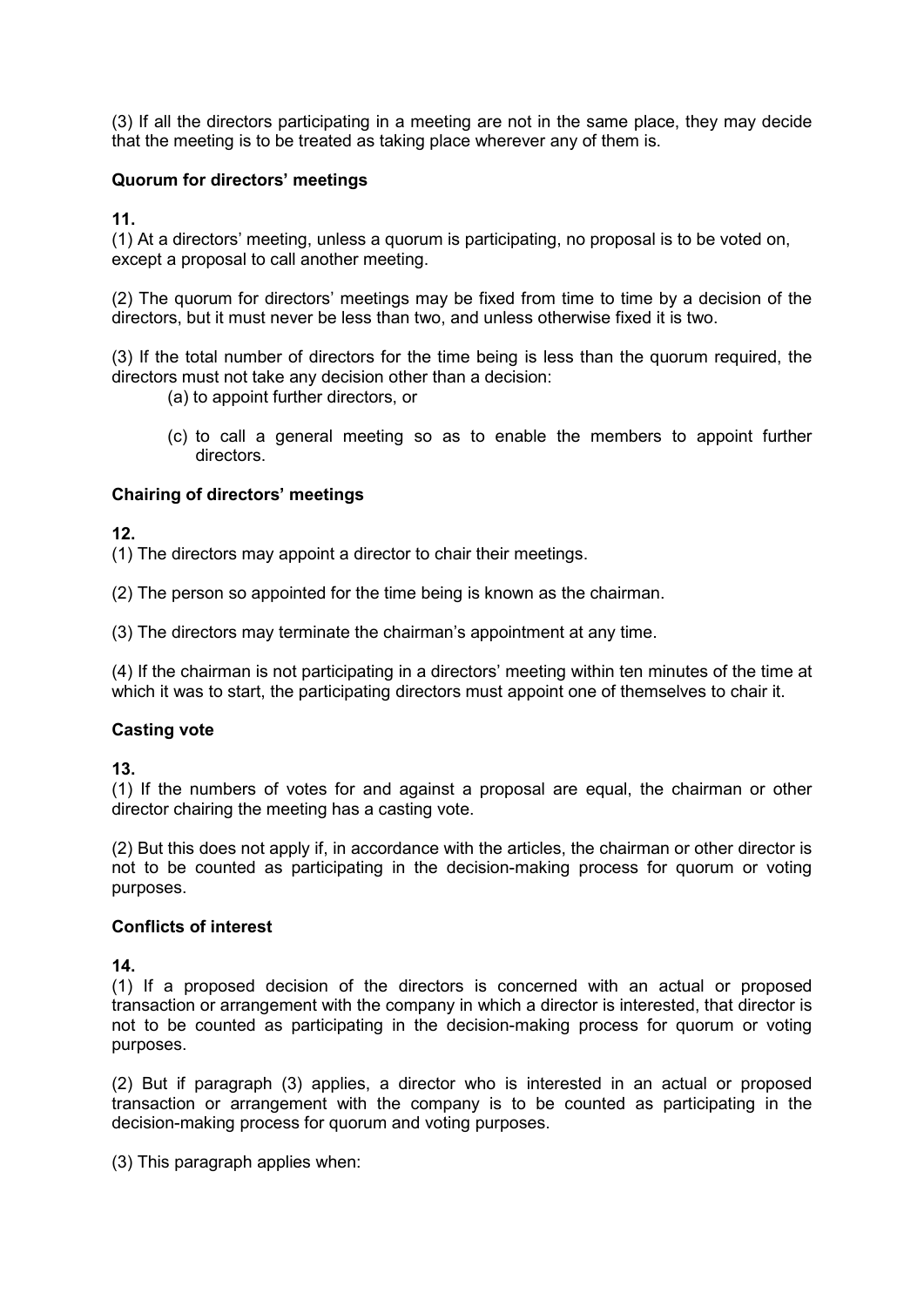(3) If all the directors participating in a meeting are not in the same place, they may decide that the meeting is to be treated as taking place wherever any of them is.

**Quorum for directors' meetings**

**11.**

(1) At a directors' meeting, unless a quorum is participating, no proposal is to be voted on, except a proposal to call another meeting.

(2) The quorum for directors' meetings may be fixed from time to time by a decision of the directors, but it must never be less than two, and unless otherwise fixed it is two.

(3) If the total number of directors for the time being is less than the quorum required, the directors must not take any decision other than a decision:

(a) to appoint further directors, or

(c) to call a general meeting so as to enable the members to appoint further directors.

**Chairing of directors' meetings**

**12.**

(1) The directors may appoint a director to chair their meetings.

(2) The person so appointed for the time being is known as the chairman.

(3) The directors may terminate the chairman's appointment at any time.

(4) If the chairman is not participating in a directors' meeting within ten minutes of the time at which it was to start, the participating directors must appoint one of themselves to chair it.

**Casting vote**

**13.**

(1) If the numbers of votes for and against a proposal are equal, the chairman or other director chairing the meeting has a casting vote.

(2) But this does not apply if, in accordance with the articles, the chairman or other director is not to be counted as participating in the decision-making process for quorum or voting purposes.

**Conflicts of interest**

**14.**

(1) If a proposed decision of the directors is concerned with an actual or proposed transaction or arrangement with the company in which a director is interested, that director is not to be counted as participating in the decision-making process for quorum or voting purposes.

(2) But if paragraph (3) applies, a director who is interested in an actual or proposed transaction or arrangement with the company is to be counted as participating in the decision-making process for quorum and voting purposes.

(3) This paragraph applies when: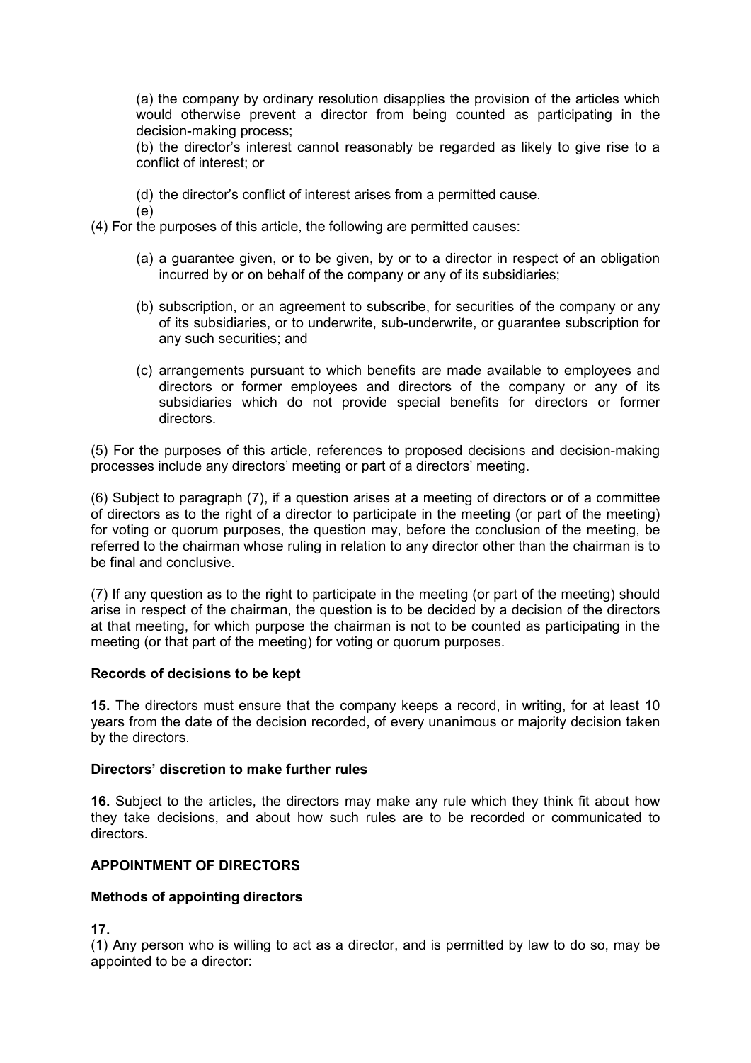(a) the company by ordinary resolution disapplies the provision of the articles which would otherwise prevent a director from being counted as participating in the decision-making process;

(b) the director's interest cannot reasonably be regarded as likely to give rise to a conflict of interest; or

(d) the director's conflict of interest arises from a permitted cause.

(e)

(4) For the purposes of this article, the following are permitted causes:

(a) a guarantee given, or to be given, by or to a director in respect of an obligation incurred by or on behalf of the company or any of its subsidiaries;

(b) subscription, or an agreement to subscribe, for securities of the company or any of its subsidiaries, or to underwrite, sub-underwrite, or guarantee subscription for any such securities; and

(c) arrangements pursuant to which benefits are made available to employees and directors or former employees and directors of the company or any of its subsidiaries which do not provide special benefits for directors or former directors.

(5) For the purposes of this article, references to proposed decisions and decision-making processes include any directors' meeting or part of a directors' meeting.

(6) Subject to paragraph (7), if a question arises at a meeting of directors or of a committee of directors as to the right of a director to participate in the meeting (or part of the meeting) for voting or quorum purposes, the question may, before the conclusion of the meeting, be referred to the chairman whose ruling in relation to any director other than the chairman is to be final and conclusive.

(7) If any question as to the right to participate in the meeting (or part of the meeting) should arise in respect of the chairman, the question is to be decided by a decision of the directors at that meeting, for which purpose the chairman is not to be counted as participating in the meeting (or that part of the meeting) for voting or quorum purposes.

**Records of decisions to be kept**

**15.** The directors must ensure that the company keeps a record, in writing, for at least 10 years from the date of the decision recorded, of every unanimous or majority decision taken by the directors.

**Directors' discretion to make further rules**

**16.** Subject to the articles, the directors may make any rule which they think fit about how they take decisions, and about how such rules are to be recorded or communicated to directors.

**APPOINTMENT OF DIRECTORS**

**Methods of appointing directors**

**17.**

(1) Any person who is willing to act as a director, and is permitted by law to do so, may be appointed to be a director: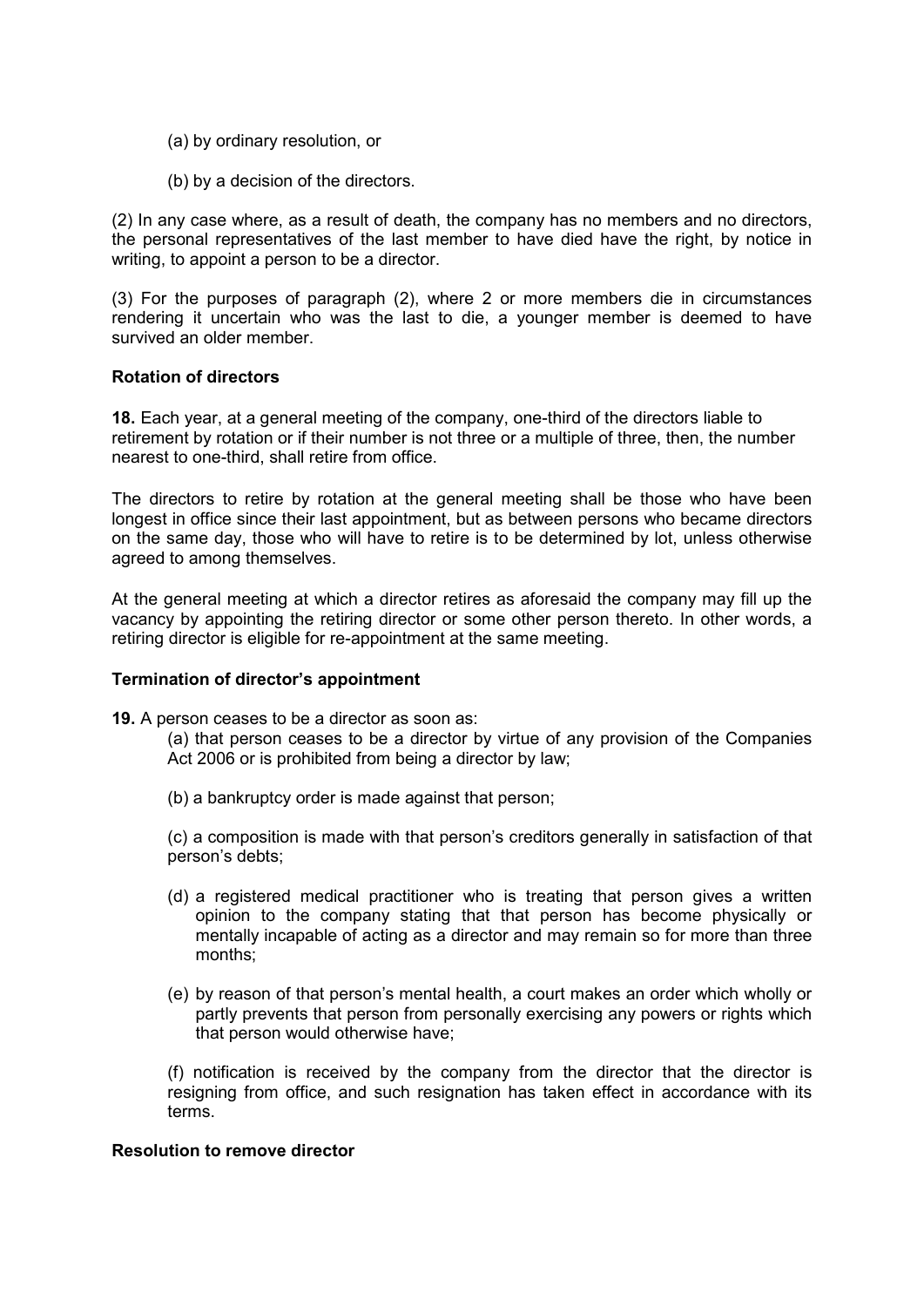(a) by ordinary resolution, or

(b) by a decision of the directors.

(2) In any case where, as a result of death, the company has no members and no directors, the personal representatives of the last member to have died have the right, by notice in writing, to appoint a person to be a director.

(3) For the purposes of paragraph (2), where 2 or more members die in circumstances rendering it uncertain who was the last to die, a younger member is deemed to have survived an older member.

**Rotation of directors**

**18.** Each year, at a general meeting of the company, one-third of the directors liable to retirement by rotation or if their number is not three or a multiple of three, then, the number nearest to one-third, shall retire from office.

The directors to retire by rotation at the general meeting shall be those who have been longest in office since their last appointment, but as between persons who became directors on the same day, those who will have to retire is to be determined by lot, unless otherwise agreed to among themselves.

At the general meeting at which a director retires as aforesaid the company may fill up the vacancy by appointing the retiring director or some other person thereto. In other words, a retiring director is eligible for re-appointment at the same meeting.

**Termination of director's appointment**

**19.** A person ceases to be a director as soon as:

(a) that person ceases to be a director by virtue of any provision of the Companies Act 2006 or is prohibited from being a director by law;

(b) a bankruptcy order is made against that person;

(c) a composition is made with that person's creditors generally in satisfaction of that person's debts;

(d) a registered medical practitioner who is treating that person gives a written opinion to the company stating that that person has become physically or mentally incapable of acting as a director and may remain so for more than three months;

(e) by reason of that person's mental health, a court makes an order which wholly or partly prevents that person from personally exercising any powers or rights which that person would otherwise have;

(f) notification is received by the company from the director that the director is resigning from office, and such resignation has taken effect in accordance with its terms.

**Resolution to remove director**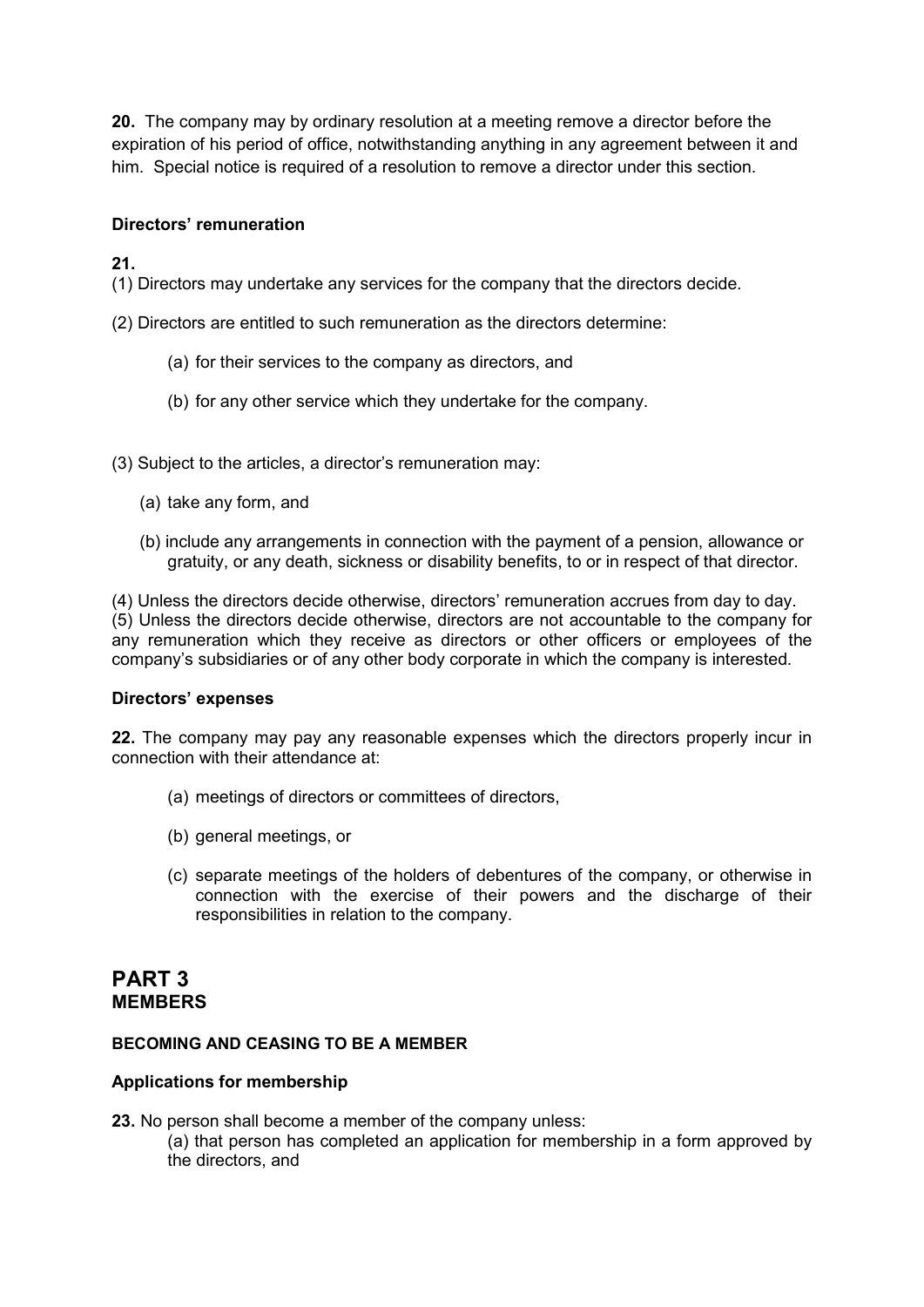**20.** The company may by ordinary resolution at a meeting remove a director before the expiration of his period of office, notwithstanding anything in any agreement between it and him. Special notice is required of a resolution to remove a director under this section.

**Directors' remuneration**

**21.**

(1) Directors may undertake any services for the company that the directors decide.

(2) Directors are entitled to such remuneration as the directors determine:

(a) for their services to the company as directors, and

(b) for any other service which they undertake for the company.

(3) Subject to the articles, a director's remuneration may:

(a) take any form, and

(b) include any arrangements in connection with the payment of a pension, allowance or gratuity, or any death, sickness or disability benefits, to or in respect of that director.

(4) Unless the directors decide otherwise, directors' remuneration accrues from day to day.

(5) Unless the directors decide otherwise, directors are not accountable to the company for any remuneration which they receive as directors or other officers or employees of the company's subsidiaries or of any other body corporate in which the company is interested.

**Directors' expenses**

**22.** The company may pay any reasonable expenses which the directors properly incur in connection with their attendance at:

(a) meetings of directors or committees of directors,

(b) general meetings, or

(c) separate meetings of the holders of debentures of the company, or otherwise in connection with the exercise of their powers and the discharge of their responsibilities in relation to the company.

# PART 3
## MEMBERS

**BECOMING AND CEASING TO BE A MEMBER**

**Applications for membership**

**23.** No person shall become a member of the company unless:

(a) that person has completed an application for membership in a form approved by the directors, and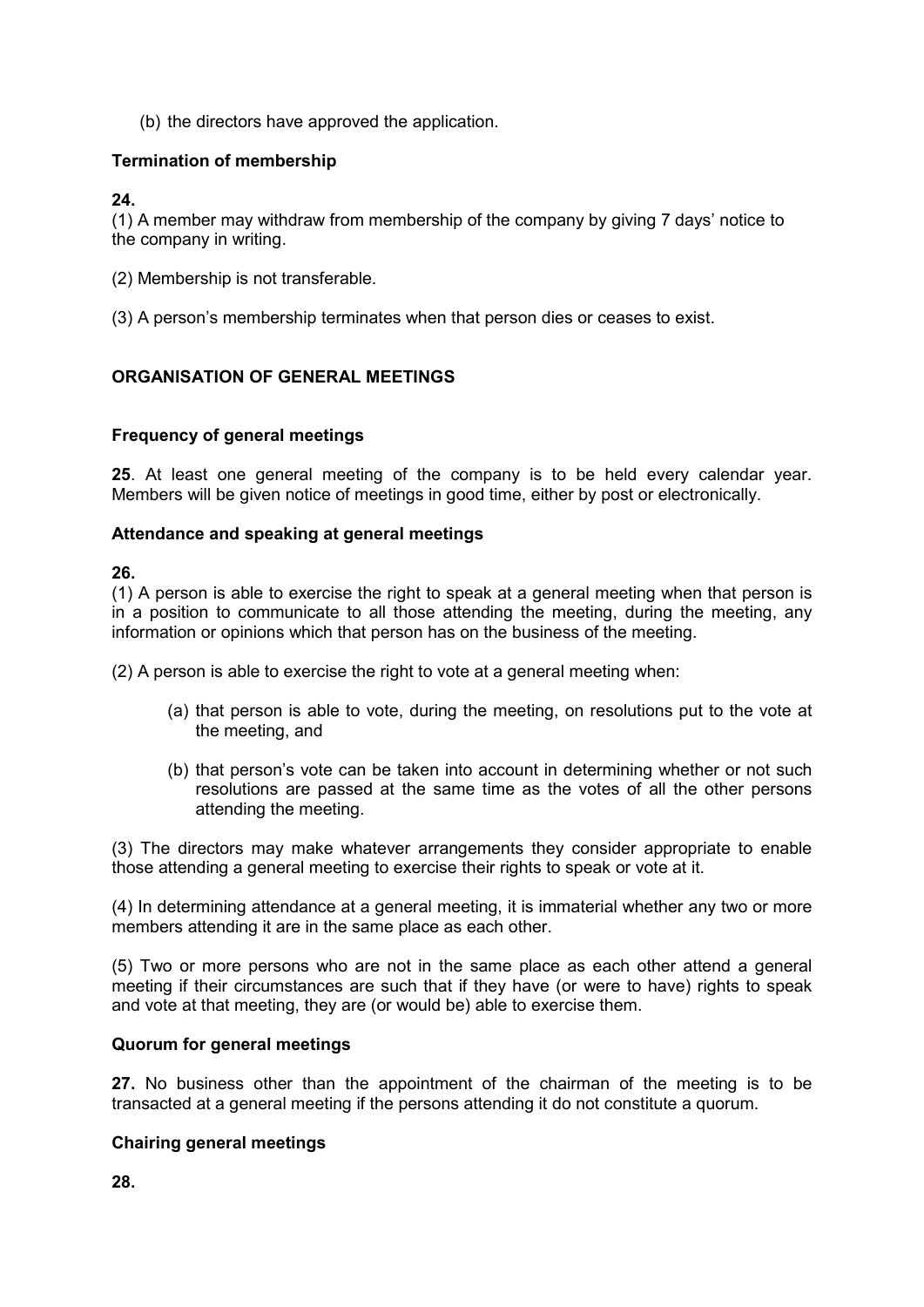(b) the directors have approved the application.

**Termination of membership**

**24.**
(1) A member may withdraw from membership of the company by giving 7 days' notice to the company in writing.

(2) Membership is not transferable.

(3) A person's membership terminates when that person dies or ceases to exist.

## ORGANISATION OF GENERAL MEETINGS

**Frequency of general meetings**

**25**. At least one general meeting of the company is to be held every calendar year. Members will be given notice of meetings in good time, either by post or electronically.

**Attendance and speaking at general meetings**

**26.**
(1) A person is able to exercise the right to speak at a general meeting when that person is in a position to communicate to all those attending the meeting, during the meeting, any information or opinions which that person has on the business of the meeting.

(2) A person is able to exercise the right to vote at a general meeting when:

(a) that person is able to vote, during the meeting, on resolutions put to the vote at the meeting, and

(b) that person's vote can be taken into account in determining whether or not such resolutions are passed at the same time as the votes of all the other persons attending the meeting.

(3) The directors may make whatever arrangements they consider appropriate to enable those attending a general meeting to exercise their rights to speak or vote at it.

(4) In determining attendance at a general meeting, it is immaterial whether any two or more members attending it are in the same place as each other.

(5) Two or more persons who are not in the same place as each other attend a general meeting if their circumstances are such that if they have (or were to have) rights to speak and vote at that meeting, they are (or would be) able to exercise them.

**Quorum for general meetings**

**27.** No business other than the appointment of the chairman of the meeting is to be transacted at a general meeting if the persons attending it do not constitute a quorum.

**Chairing general meetings**

**28.**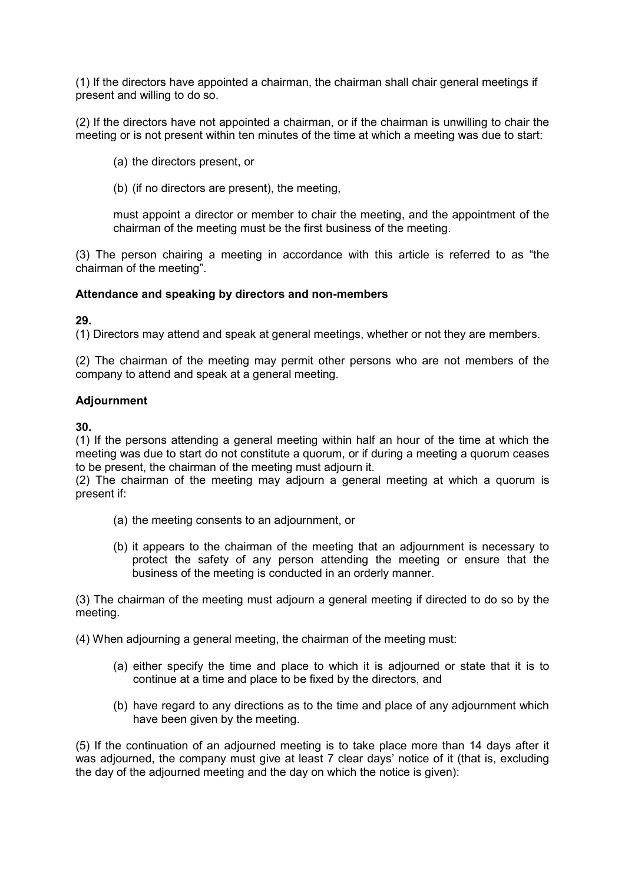(1) If the directors have appointed a chairman, the chairman shall chair general meetings if present and willing to do so.

(2) If the directors have not appointed a chairman, or if the chairman is unwilling to chair the meeting or is not present within ten minutes of the time at which a meeting was due to start:

(a) the directors present, or

(b) (if no directors are present), the meeting,

must appoint a director or member to chair the meeting, and the appointment of the chairman of the meeting must be the first business of the meeting.

(3) The person chairing a meeting in accordance with this article is referred to as "the chairman of the meeting".

**Attendance and speaking by directors and non-members**

**29.**

(1) Directors may attend and speak at general meetings, whether or not they are members.

(2) The chairman of the meeting may permit other persons who are not members of the company to attend and speak at a general meeting.

**Adjournment**

**30.**

(1) If the persons attending a general meeting within half an hour of the time at which the meeting was due to start do not constitute a quorum, or if during a meeting a quorum ceases to be present, the chairman of the meeting must adjourn it.

(2) The chairman of the meeting may adjourn a general meeting at which a quorum is present if:

(a) the meeting consents to an adjournment, or

(b) it appears to the chairman of the meeting that an adjournment is necessary to protect the safety of any person attending the meeting or ensure that the business of the meeting is conducted in an orderly manner.

(3) The chairman of the meeting must adjourn a general meeting if directed to do so by the meeting.

(4) When adjourning a general meeting, the chairman of the meeting must:

(a) either specify the time and place to which it is adjourned or state that it is to continue at a time and place to be fixed by the directors, and

(b) have regard to any directions as to the time and place of any adjournment which have been given by the meeting.

(5) If the continuation of an adjourned meeting is to take place more than 14 days after it was adjourned, the company must give at least 7 clear days' notice of it (that is, excluding the day of the adjourned meeting and the day on which the notice is given):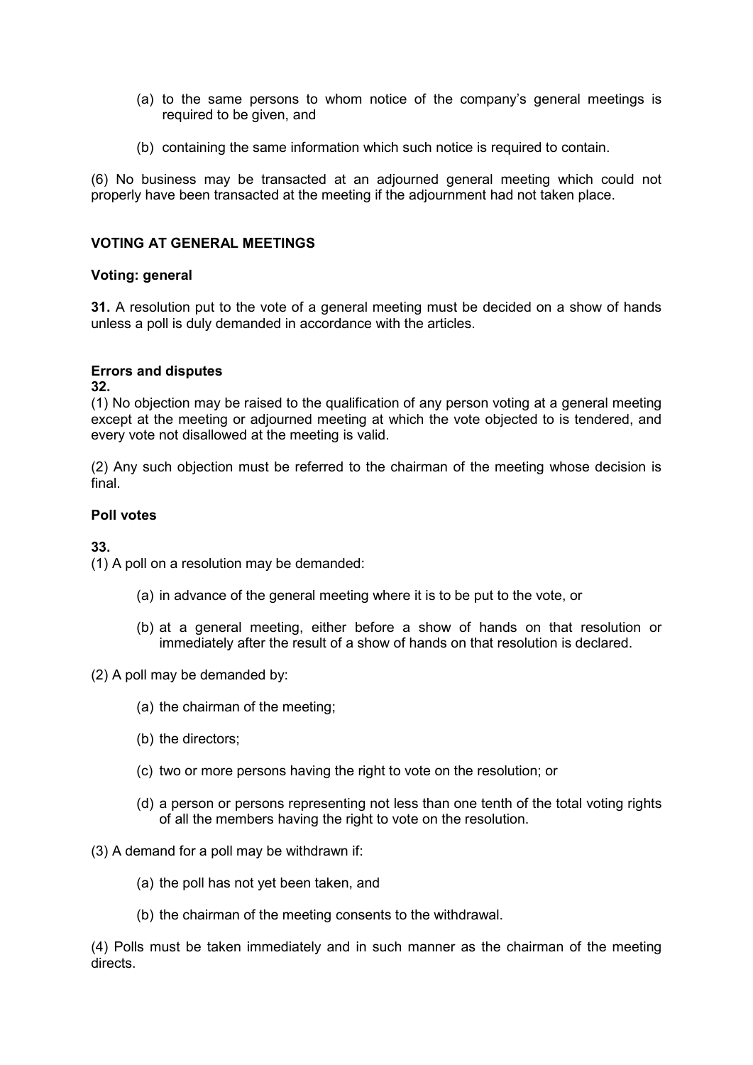(a) to the same persons to whom notice of the company's general meetings is required to be given, and

(b) containing the same information which such notice is required to contain.

(6) No business may be transacted at an adjourned general meeting which could not properly have been transacted at the meeting if the adjournment had not taken place.

## VOTING AT GENERAL MEETINGS

### Voting: general

**31.** A resolution put to the vote of a general meeting must be decided on a show of hands unless a poll is duly demanded in accordance with the articles.

### Errors and disputes

**32.**

(1) No objection may be raised to the qualification of any person voting at a general meeting except at the meeting or adjourned meeting at which the vote objected to is tendered, and every vote not disallowed at the meeting is valid.

(2) Any such objection must be referred to the chairman of the meeting whose decision is final.

### Poll votes

**33.**

(1) A poll on a resolution may be demanded:

(a) in advance of the general meeting where it is to be put to the vote, or

(b) at a general meeting, either before a show of hands on that resolution or immediately after the result of a show of hands on that resolution is declared.

(2) A poll may be demanded by:

(a) the chairman of the meeting;

(b) the directors;

(c) two or more persons having the right to vote on the resolution; or

(d) a person or persons representing not less than one tenth of the total voting rights of all the members having the right to vote on the resolution.

(3) A demand for a poll may be withdrawn if:

(a) the poll has not yet been taken, and

(b) the chairman of the meeting consents to the withdrawal.

(4) Polls must be taken immediately and in such manner as the chairman of the meeting directs.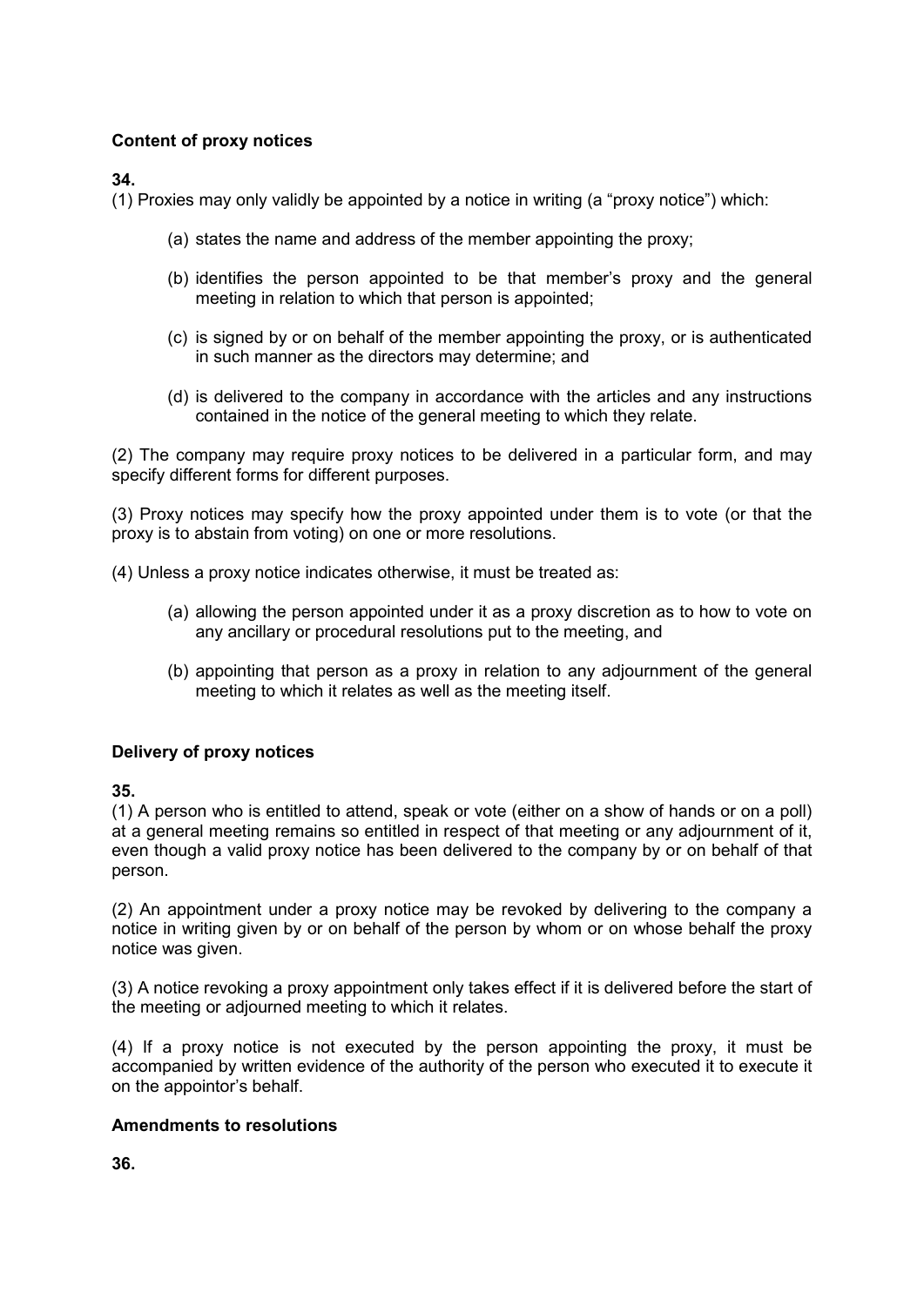**Content of proxy notices**

**34.**
(1) Proxies may only validly be appointed by a notice in writing (a "proxy notice") which:

(a) states the name and address of the member appointing the proxy;

(b) identifies the person appointed to be that member's proxy and the general meeting in relation to which that person is appointed;

(c) is signed by or on behalf of the member appointing the proxy, or is authenticated in such manner as the directors may determine; and

(d) is delivered to the company in accordance with the articles and any instructions contained in the notice of the general meeting to which they relate.

(2) The company may require proxy notices to be delivered in a particular form, and may specify different forms for different purposes.

(3) Proxy notices may specify how the proxy appointed under them is to vote (or that the proxy is to abstain from voting) on one or more resolutions.

(4) Unless a proxy notice indicates otherwise, it must be treated as:

(a) allowing the person appointed under it as a proxy discretion as to how to vote on any ancillary or procedural resolutions put to the meeting, and

(b) appointing that person as a proxy in relation to any adjournment of the general meeting to which it relates as well as the meeting itself.

**Delivery of proxy notices**

**35.**
(1) A person who is entitled to attend, speak or vote (either on a show of hands or on a poll) at a general meeting remains so entitled in respect of that meeting or any adjournment of it, even though a valid proxy notice has been delivered to the company by or on behalf of that person.

(2) An appointment under a proxy notice may be revoked by delivering to the company a notice in writing given by or on behalf of the person by whom or on whose behalf the proxy notice was given.

(3) A notice revoking a proxy appointment only takes effect if it is delivered before the start of the meeting or adjourned meeting to which it relates.

(4) If a proxy notice is not executed by the person appointing the proxy, it must be accompanied by written evidence of the authority of the person who executed it to execute it on the appointor's behalf.

**Amendments to resolutions**

**36.**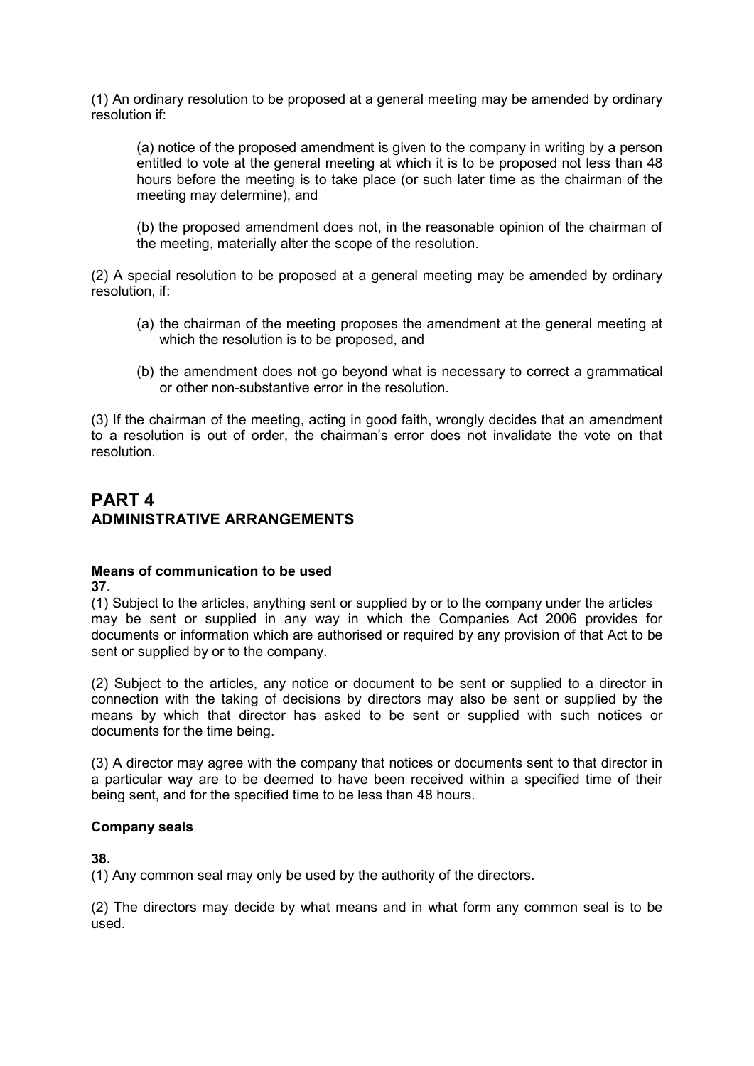(1) An ordinary resolution to be proposed at a general meeting may be amended by ordinary resolution if:

(a) notice of the proposed amendment is given to the company in writing by a person entitled to vote at the general meeting at which it is to be proposed not less than 48 hours before the meeting is to take place (or such later time as the chairman of the meeting may determine), and

(b) the proposed amendment does not, in the reasonable opinion of the chairman of the meeting, materially alter the scope of the resolution.

(2) A special resolution to be proposed at a general meeting may be amended by ordinary resolution, if:

(a) the chairman of the meeting proposes the amendment at the general meeting at which the resolution is to be proposed, and

(b) the amendment does not go beyond what is necessary to correct a grammatical or other non-substantive error in the resolution.

(3) If the chairman of the meeting, acting in good faith, wrongly decides that an amendment to a resolution is out of order, the chairman's error does not invalidate the vote on that resolution.

# PART 4
# ADMINISTRATIVE ARRANGEMENTS

**Means of communication to be used**

**37.**

(1) Subject to the articles, anything sent or supplied by or to the company under the articles may be sent or supplied in any way in which the Companies Act 2006 provides for documents or information which are authorised or required by any provision of that Act to be sent or supplied by or to the company.

(2) Subject to the articles, any notice or document to be sent or supplied to a director in connection with the taking of decisions by directors may also be sent or supplied by the means by which that director has asked to be sent or supplied with such notices or documents for the time being.

(3) A director may agree with the company that notices or documents sent to that director in a particular way are to be deemed to have been received within a specified time of their being sent, and for the specified time to be less than 48 hours.

**Company seals**

**38.**

(1) Any common seal may only be used by the authority of the directors.

(2) The directors may decide by what means and in what form any common seal is to be used.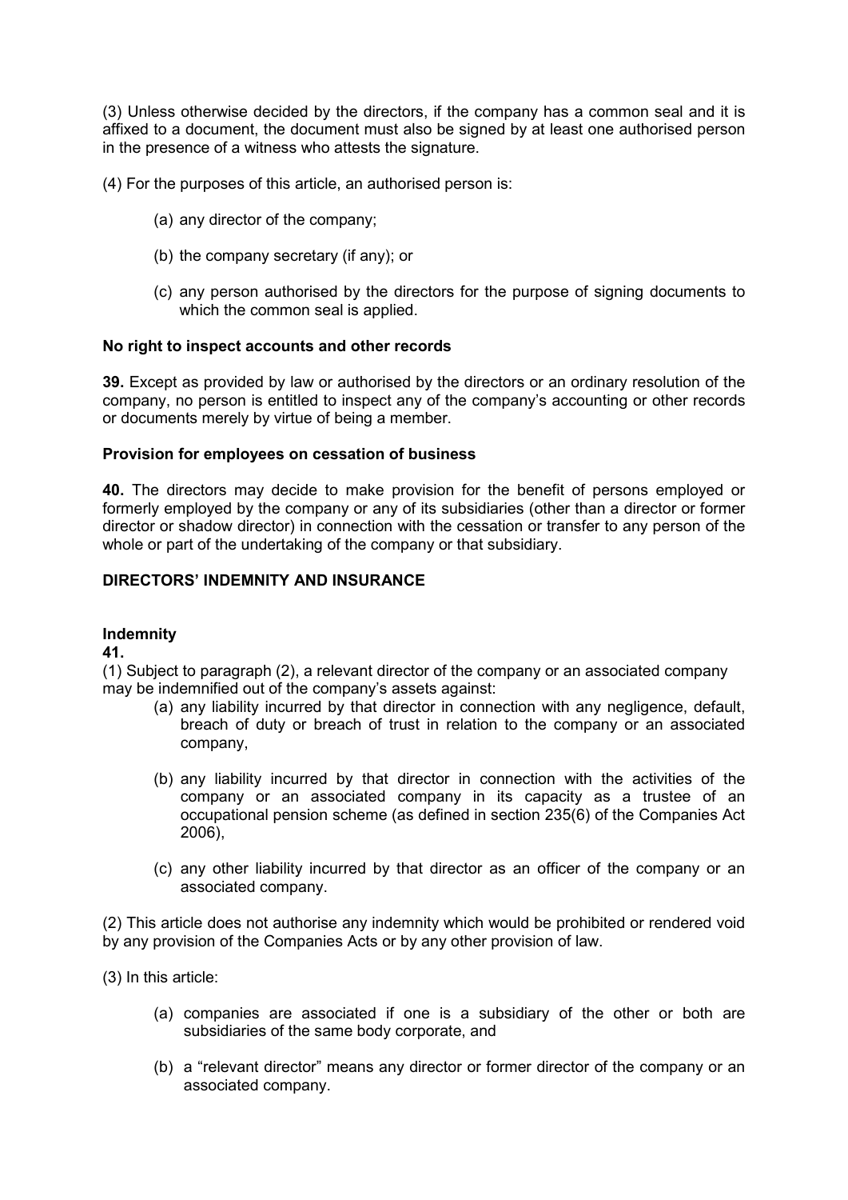(3) Unless otherwise decided by the directors, if the company has a common seal and it is affixed to a document, the document must also be signed by at least one authorised person in the presence of a witness who attests the signature.

(4) For the purposes of this article, an authorised person is:

(a) any director of the company;

(b) the company secretary (if any); or

(c) any person authorised by the directors for the purpose of signing documents to which the common seal is applied.

**No right to inspect accounts and other records**

**39.** Except as provided by law or authorised by the directors or an ordinary resolution of the company, no person is entitled to inspect any of the company's accounting or other records or documents merely by virtue of being a member.

**Provision for employees on cessation of business**

**40.** The directors may decide to make provision for the benefit of persons employed or formerly employed by the company or any of its subsidiaries (other than a director or former director or shadow director) in connection with the cessation or transfer to any person of the whole or part of the undertaking of the company or that subsidiary.

## DIRECTORS' INDEMNITY AND INSURANCE

**Indemnity**

**41.**

(1) Subject to paragraph (2), a relevant director of the company or an associated company may be indemnified out of the company's assets against:

(a) any liability incurred by that director in connection with any negligence, default, breach of duty or breach of trust in relation to the company or an associated company,

(b) any liability incurred by that director in connection with the activities of the company or an associated company in its capacity as a trustee of an occupational pension scheme (as defined in section 235(6) of the Companies Act 2006),

(c) any other liability incurred by that director as an officer of the company or an associated company.

(2) This article does not authorise any indemnity which would be prohibited or rendered void by any provision of the Companies Acts or by any other provision of law.

(3) In this article:

(a) companies are associated if one is a subsidiary of the other or both are subsidiaries of the same body corporate, and

(b) a "relevant director" means any director or former director of the company or an associated company.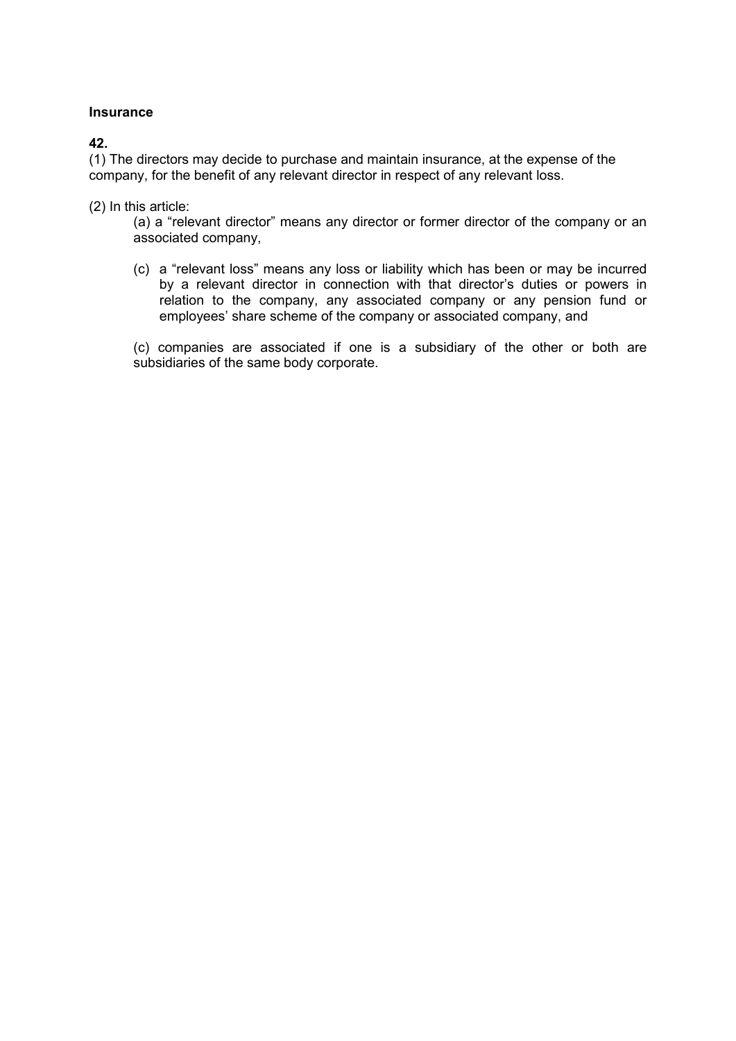**Insurance**

**42.**

(1) The directors may decide to purchase and maintain insurance, at the expense of the company, for the benefit of any relevant director in respect of any relevant loss.

(2) In this article:

(a) a "relevant director" means any director or former director of the company or an associated company,

(c) a "relevant loss" means any loss or liability which has been or may be incurred by a relevant director in connection with that director's duties or powers in relation to the company, any associated company or any pension fund or employees' share scheme of the company or associated company, and

(c) companies are associated if one is a subsidiary of the other or both are subsidiaries of the same body corporate.